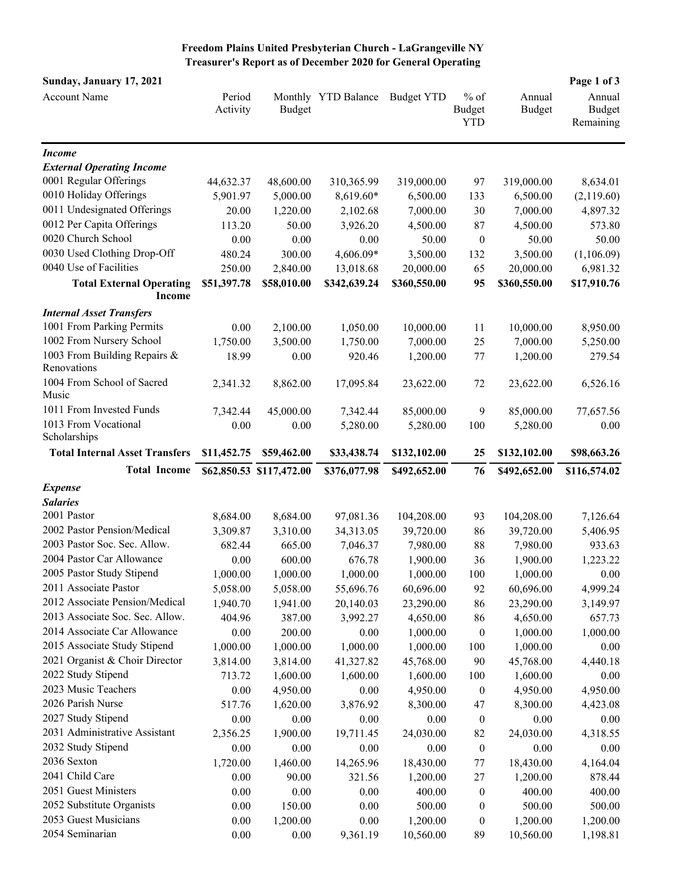# Freedom Plains United Presbyterian Church - LaGrangeville NY

## Treasurer's Report as of December 2020 for General Operating

**Sunday, January 17, 2021**

| Account Name | Period Activity | Monthly Budget | YTD Balance | Budget YTD | % of Budget YTD | Annual Budget | Annual Budget Remaining |
|---|---|---|---|---|---|---|---|
| ***Income*** | | | | | | | |
| ***External Operating Income*** | | | | | | | |
| 0001 Regular Offerings | 44,632.37 | 48,600.00 | 310,365.99 | 319,000.00 | 97 | 319,000.00 | 8,634.01 |
| 0010 Holiday Offerings | 5,901.97 | 5,000.00 | 8,619.60* | 6,500.00 | 133 | 6,500.00 | (2,119.60) |
| 0011 Undesignated Offerings | 20.00 | 1,220.00 | 2,102.68 | 7,000.00 | 30 | 7,000.00 | 4,897.32 |
| 0012 Per Capita Offerings | 113.20 | 50.00 | 3,926.20 | 4,500.00 | 87 | 4,500.00 | 573.80 |
| 0020 Church School | 0.00 | 0.00 | 0.00 | 50.00 | 0 | 50.00 | 50.00 |
| 0030 Used Clothing Drop-Off | 480.24 | 300.00 | 4,606.09* | 3,500.00 | 132 | 3,500.00 | (1,106.09) |
| 0040 Use of Facilities | 250.00 | 2,840.00 | 13,018.68 | 20,000.00 | 65 | 20,000.00 | 6,981.32 |
| **Total External Operating Income** | **$51,397.78** | **$58,010.00** | **$342,639.24** | **$360,550.00** | **95** | **$360,550.00** | **$17,910.76** |
| ***Internal Asset Transfers*** | | | | | | | |
| 1001 From Parking Permits | 0.00 | 2,100.00 | 1,050.00 | 10,000.00 | 11 | 10,000.00 | 8,950.00 |
| 1002 From Nursery School | 1,750.00 | 3,500.00 | 1,750.00 | 7,000.00 | 25 | 7,000.00 | 5,250.00 |
| 1003 From Building Repairs & Renovations | 18.99 | 0.00 | 920.46 | 1,200.00 | 77 | 1,200.00 | 279.54 |
| 1004 From School of Sacred Music | 2,341.32 | 8,862.00 | 17,095.84 | 23,622.00 | 72 | 23,622.00 | 6,526.16 |
| 1011 From Invested Funds | 7,342.44 | 45,000.00 | 7,342.44 | 85,000.00 | 9 | 85,000.00 | 77,657.56 |
| 1013 From Vocational Scholarships | 0.00 | 0.00 | 5,280.00 | 5,280.00 | 100 | 5,280.00 | 0.00 |
| **Total Internal Asset Transfers** | **$11,452.75** | **$59,462.00** | **$33,438.74** | **$132,102.00** | **25** | **$132,102.00** | **$98,663.26** |
| **Total Income** | **$62,850.53** | **$117,472.00** | **$376,077.98** | **$492,652.00** | **76** | **$492,652.00** | **$116,574.02** |
| ***Expense*** | | | | | | | |
| ***Salaries*** | | | | | | | |
| 2001 Pastor | 8,684.00 | 8,684.00 | 97,081.36 | 104,208.00 | 93 | 104,208.00 | 7,126.64 |
| 2002 Pastor Pension/Medical | 3,309.87 | 3,310.00 | 34,313.05 | 39,720.00 | 86 | 39,720.00 | 5,406.95 |
| 2003 Pastor Soc. Sec. Allow. | 682.44 | 665.00 | 7,046.37 | 7,980.00 | 88 | 7,980.00 | 933.63 |
| 2004 Pastor Car Allowance | 0.00 | 600.00 | 676.78 | 1,900.00 | 36 | 1,900.00 | 1,223.22 |
| 2005 Pastor Study Stipend | 1,000.00 | 1,000.00 | 1,000.00 | 1,000.00 | 100 | 1,000.00 | 0.00 |
| 2011 Associate Pastor | 5,058.00 | 5,058.00 | 55,696.76 | 60,696.00 | 92 | 60,696.00 | 4,999.24 |
| 2012 Associate Pension/Medical | 1,940.70 | 1,941.00 | 20,140.03 | 23,290.00 | 86 | 23,290.00 | 3,149.97 |
| 2013 Associate Soc. Sec. Allow. | 404.96 | 387.00 | 3,992.27 | 4,650.00 | 86 | 4,650.00 | 657.73 |
| 2014 Associate Car Allowance | 0.00 | 200.00 | 0.00 | 1,000.00 | 0 | 1,000.00 | 1,000.00 |
| 2015 Associate Study Stipend | 1,000.00 | 1,000.00 | 1,000.00 | 1,000.00 | 100 | 1,000.00 | 0.00 |
| 2021 Organist & Choir Director | 3,814.00 | 3,814.00 | 41,327.82 | 45,768.00 | 90 | 45,768.00 | 4,440.18 |
| 2022 Study Stipend | 713.72 | 1,600.00 | 1,600.00 | 1,600.00 | 100 | 1,600.00 | 0.00 |
| 2023 Music Teachers | 0.00 | 4,950.00 | 0.00 | 4,950.00 | 0 | 4,950.00 | 4,950.00 |
| 2026 Parish Nurse | 517.76 | 1,620.00 | 3,876.92 | 8,300.00 | 47 | 8,300.00 | 4,423.08 |
| 2027 Study Stipend | 0.00 | 0.00 | 0.00 | 0.00 | 0 | 0.00 | 0.00 |
| 2031 Administrative Assistant | 2,356.25 | 1,900.00 | 19,711.45 | 24,030.00 | 82 | 24,030.00 | 4,318.55 |
| 2032 Study Stipend | 0.00 | 0.00 | 0.00 | 0.00 | 0 | 0.00 | 0.00 |
| 2036 Sexton | 1,720.00 | 1,460.00 | 14,265.96 | 18,430.00 | 77 | 18,430.00 | 4,164.04 |
| 2041 Child Care | 0.00 | 90.00 | 321.56 | 1,200.00 | 27 | 1,200.00 | 878.44 |
| 2051 Guest Ministers | 0.00 | 0.00 | 0.00 | 400.00 | 0 | 400.00 | 400.00 |
| 2052 Substitute Organists | 0.00 | 150.00 | 0.00 | 500.00 | 0 | 500.00 | 500.00 |
| 2053 Guest Musicians | 0.00 | 1,200.00 | 0.00 | 1,200.00 | 0 | 1,200.00 | 1,200.00 |
| 2054 Seminarian | 0.00 | 0.00 | 9,361.19 | 10,560.00 | 89 | 10,560.00 | 1,198.81 |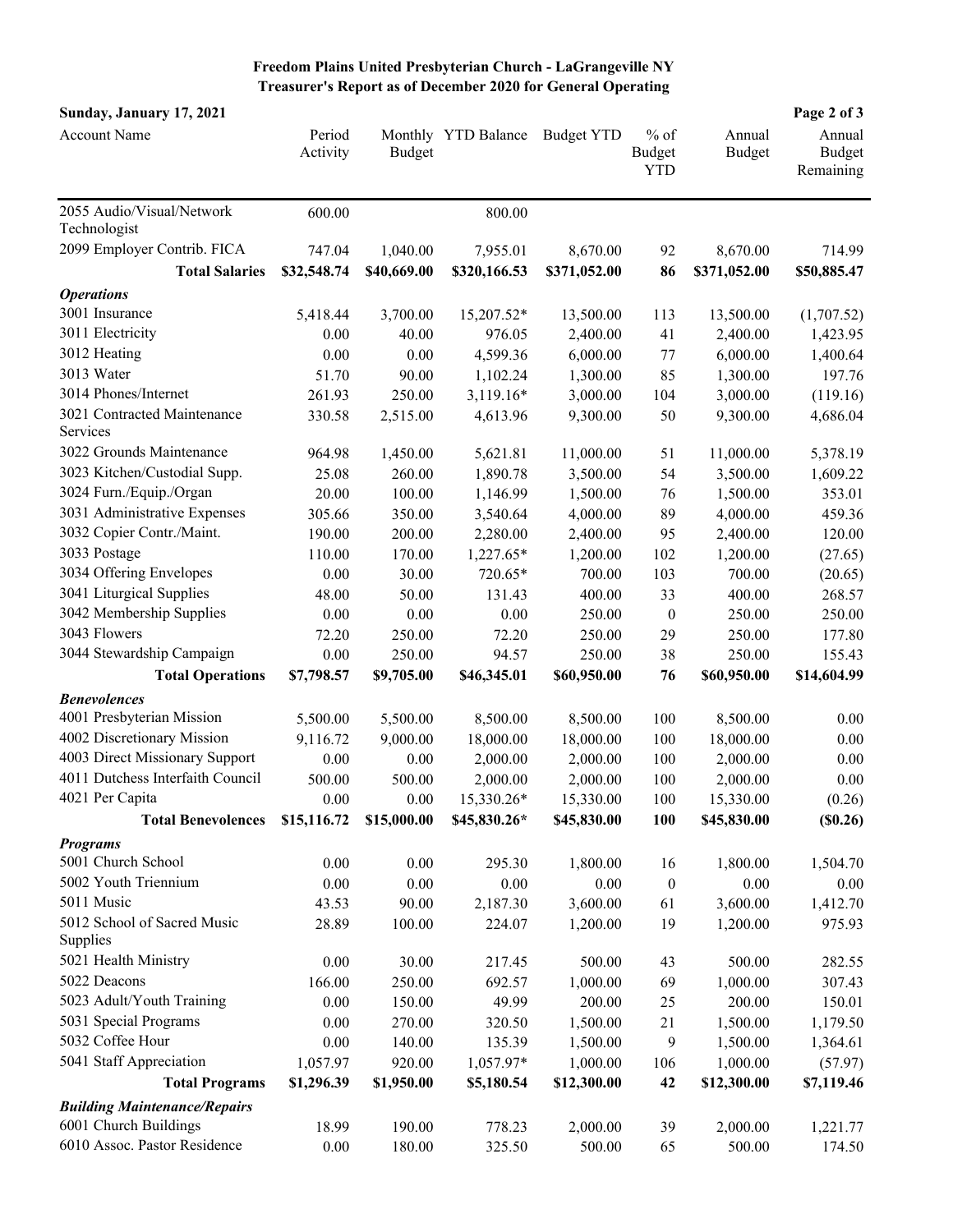# Freedom Plains United Presbyterian Church - LaGrangeville NY
## Treasurer's Report as of December 2020 for General Operating

**Sunday, January 17, 2021**

| Account Name | Period Activity | Monthly Budget | YTD Balance | Budget YTD | % of Budget YTD | Annual Budget | Annual Budget Remaining |
|---|---|---|---|---|---|---|---|
| 2055 Audio/Visual/Network Technologist | 600.00 | | 800.00 | | | | |
| 2099 Employer Contrib. FICA | 747.04 | 1,040.00 | 7,955.01 | 8,670.00 | 92 | 8,670.00 | 714.99 |
| **Total Salaries** | **$32,548.74** | **$40,669.00** | **$320,166.53** | **$371,052.00** | **86** | **$371,052.00** | **$50,885.47** |
| ***Operations*** | | | | | | | |
| 3001 Insurance | 5,418.44 | 3,700.00 | 15,207.52* | 13,500.00 | 113 | 13,500.00 | (1,707.52) |
| 3011 Electricity | 0.00 | 40.00 | 976.05 | 2,400.00 | 41 | 2,400.00 | 1,423.95 |
| 3012 Heating | 0.00 | 0.00 | 4,599.36 | 6,000.00 | 77 | 6,000.00 | 1,400.64 |
| 3013 Water | 51.70 | 90.00 | 1,102.24 | 1,300.00 | 85 | 1,300.00 | 197.76 |
| 3014 Phones/Internet | 261.93 | 250.00 | 3,119.16* | 3,000.00 | 104 | 3,000.00 | (119.16) |
| 3021 Contracted Maintenance Services | 330.58 | 2,515.00 | 4,613.96 | 9,300.00 | 50 | 9,300.00 | 4,686.04 |
| 3022 Grounds Maintenance | 964.98 | 1,450.00 | 5,621.81 | 11,000.00 | 51 | 11,000.00 | 5,378.19 |
| 3023 Kitchen/Custodial Supp. | 25.08 | 260.00 | 1,890.78 | 3,500.00 | 54 | 3,500.00 | 1,609.22 |
| 3024 Furn./Equip./Organ | 20.00 | 100.00 | 1,146.99 | 1,500.00 | 76 | 1,500.00 | 353.01 |
| 3031 Administrative Expenses | 305.66 | 350.00 | 3,540.64 | 4,000.00 | 89 | 4,000.00 | 459.36 |
| 3032 Copier Contr./Maint. | 190.00 | 200.00 | 2,280.00 | 2,400.00 | 95 | 2,400.00 | 120.00 |
| 3033 Postage | 110.00 | 170.00 | 1,227.65* | 1,200.00 | 102 | 1,200.00 | (27.65) |
| 3034 Offering Envelopes | 0.00 | 30.00 | 720.65* | 700.00 | 103 | 700.00 | (20.65) |
| 3041 Liturgical Supplies | 48.00 | 50.00 | 131.43 | 400.00 | 33 | 400.00 | 268.57 |
| 3042 Membership Supplies | 0.00 | 0.00 | 0.00 | 250.00 | 0 | 250.00 | 250.00 |
| 3043 Flowers | 72.20 | 250.00 | 72.20 | 250.00 | 29 | 250.00 | 177.80 |
| 3044 Stewardship Campaign | 0.00 | 250.00 | 94.57 | 250.00 | 38 | 250.00 | 155.43 |
| **Total Operations** | **$7,798.57** | **$9,705.00** | **$46,345.01** | **$60,950.00** | **76** | **$60,950.00** | **$14,604.99** |
| ***Benevolences*** | | | | | | | |
| 4001 Presbyterian Mission | 5,500.00 | 5,500.00 | 8,500.00 | 8,500.00 | 100 | 8,500.00 | 0.00 |
| 4002 Discretionary Mission | 9,116.72 | 9,000.00 | 18,000.00 | 18,000.00 | 100 | 18,000.00 | 0.00 |
| 4003 Direct Missionary Support | 0.00 | 0.00 | 2,000.00 | 2,000.00 | 100 | 2,000.00 | 0.00 |
| 4011 Dutchess Interfaith Council | 500.00 | 500.00 | 2,000.00 | 2,000.00 | 100 | 2,000.00 | 0.00 |
| 4021 Per Capita | 0.00 | 0.00 | 15,330.26* | 15,330.00 | 100 | 15,330.00 | (0.26) |
| **Total Benevolences** | **$15,116.72** | **$15,000.00** | **$45,830.26*** | **$45,830.00** | **100** | **$45,830.00** | **($0.26)** |
| ***Programs*** | | | | | | | |
| 5001 Church School | 0.00 | 0.00 | 295.30 | 1,800.00 | 16 | 1,800.00 | 1,504.70 |
| 5002 Youth Triennium | 0.00 | 0.00 | 0.00 | 0.00 | 0 | 0.00 | 0.00 |
| 5011 Music | 43.53 | 90.00 | 2,187.30 | 3,600.00 | 61 | 3,600.00 | 1,412.70 |
| 5012 School of Sacred Music Supplies | 28.89 | 100.00 | 224.07 | 1,200.00 | 19 | 1,200.00 | 975.93 |
| 5021 Health Ministry | 0.00 | 30.00 | 217.45 | 500.00 | 43 | 500.00 | 282.55 |
| 5022 Deacons | 166.00 | 250.00 | 692.57 | 1,000.00 | 69 | 1,000.00 | 307.43 |
| 5023 Adult/Youth Training | 0.00 | 150.00 | 49.99 | 200.00 | 25 | 200.00 | 150.01 |
| 5031 Special Programs | 0.00 | 270.00 | 320.50 | 1,500.00 | 21 | 1,500.00 | 1,179.50 |
| 5032 Coffee Hour | 0.00 | 140.00 | 135.39 | 1,500.00 | 9 | 1,500.00 | 1,364.61 |
| 5041 Staff Appreciation | 1,057.97 | 920.00 | 1,057.97* | 1,000.00 | 106 | 1,000.00 | (57.97) |
| **Total Programs** | **$1,296.39** | **$1,950.00** | **$5,180.54** | **$12,300.00** | **42** | **$12,300.00** | **$7,119.46** |
| ***Building Maintenance/Repairs*** | | | | | | | |
| 6001 Church Buildings | 18.99 | 190.00 | 778.23 | 2,000.00 | 39 | 2,000.00 | 1,221.77 |
| 6010 Assoc. Pastor Residence | 0.00 | 180.00 | 325.50 | 500.00 | 65 | 500.00 | 174.50 |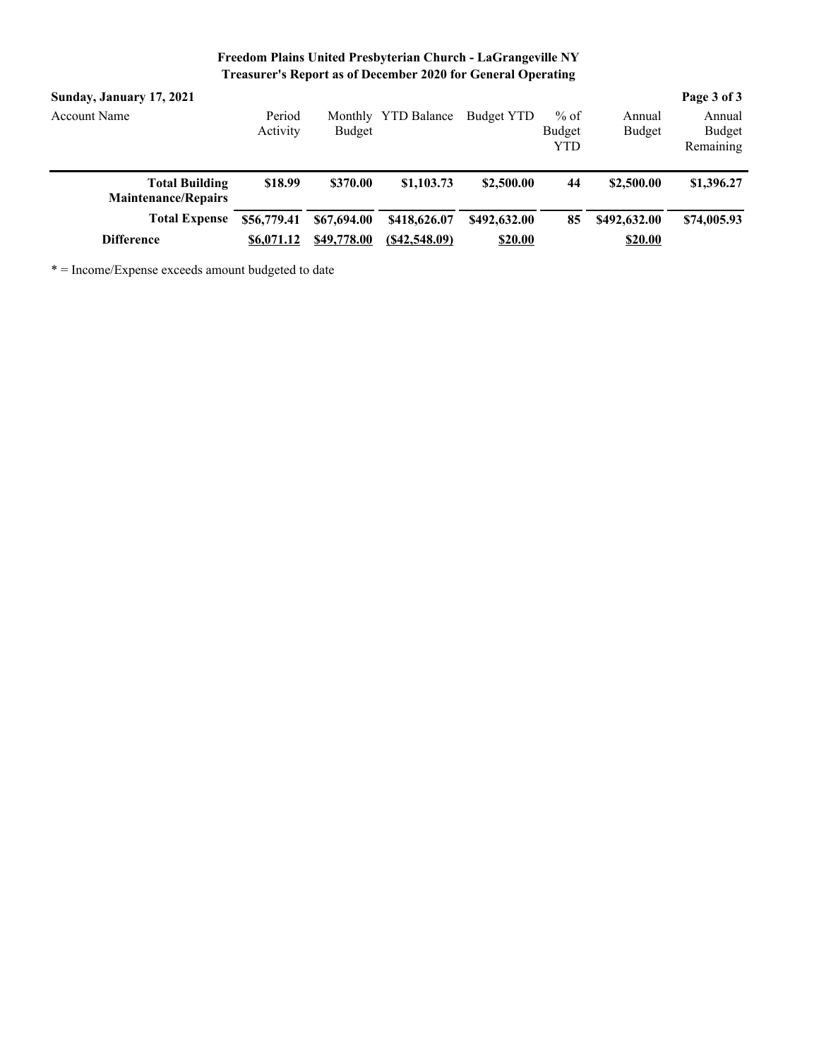**Freedom Plains United Presbyterian Church - LaGrangeville NY**
**Treasurer's Report as of December 2020 for General Operating**

**Sunday, January 17, 2021**

| Account Name | Period Activity | Monthly Budget | YTD Balance | Budget YTD | % of Budget YTD | Annual Budget | Annual Budget Remaining |
|---|---|---|---|---|---|---|---|
| **Total Building Maintenance/Repairs** | **$18.99** | **$370.00** | **$1,103.73** | **$2,500.00** | **44** | **$2,500.00** | **$1,396.27** |
| **Total Expense** | **$56,779.41** | **$67,694.00** | **$418,626.07** | **$492,632.00** | **85** | **$492,632.00** | **$74,005.93** |
| **Difference** | **$6,071.12** | **$49,778.00** | **($42,548.09)** | **$20.00** | | **$20.00** | |

* = Income/Expense exceeds amount budgeted to date